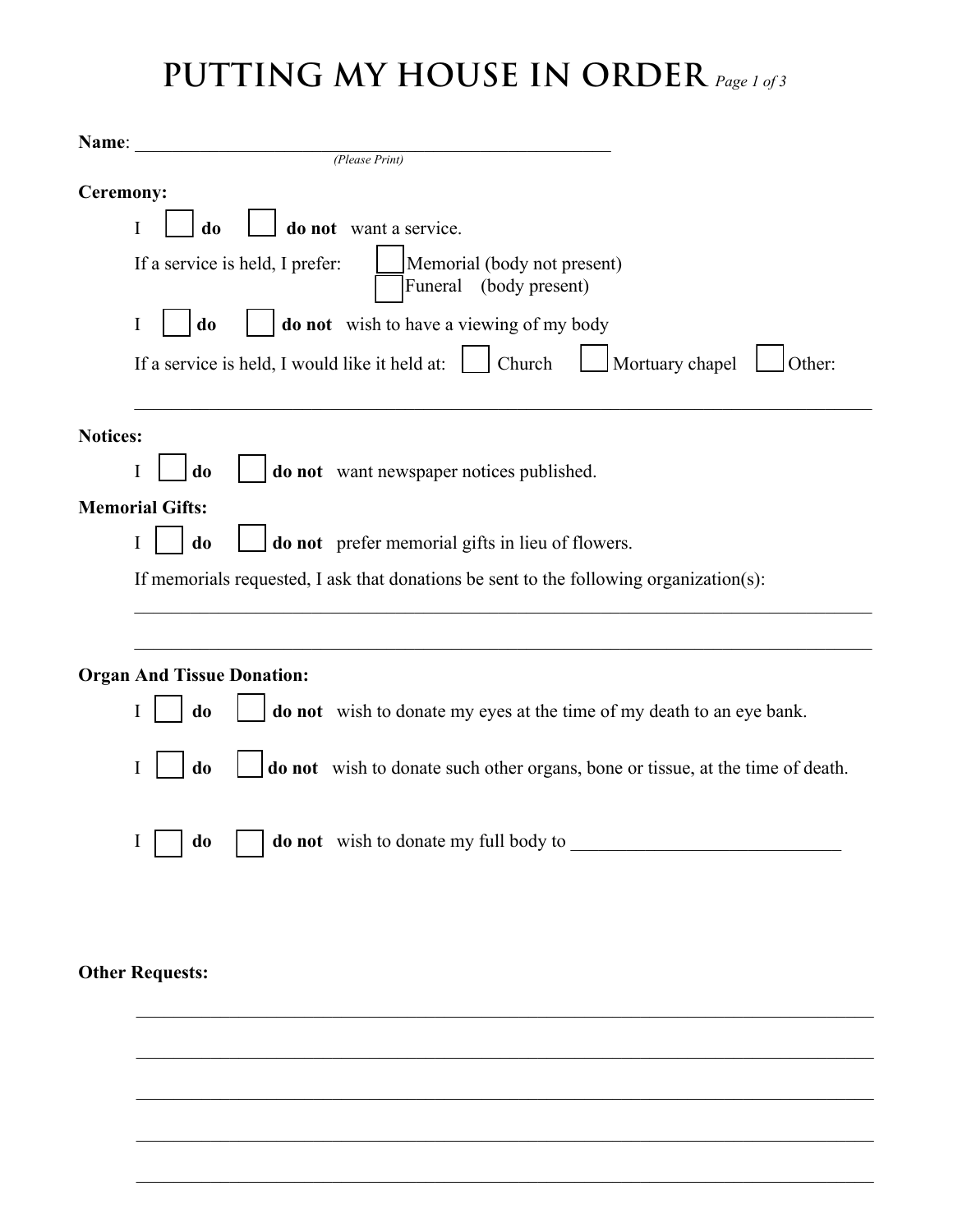# PUTTING MY HOUSE IN ORDER

**Name**: ______________________________________________________
*(Please Print)*

**Ceremony:**

I ☐ **do** ☐ **do not** want a service.

If a service is held, I prefer: ☐ Memorial (body not present)
☐ Funeral (body present)

I ☐ **do** ☐ **do not** wish to have a viewing of my body

If a service is held, I would like it held at: ☐ Church ☐ Mortuary chapel ☐ Other:

_______________________________________________________________________________

**Notices:**

I ☐ **do** ☐ **do not** want newspaper notices published.

**Memorial Gifts:**

I ☐ **do** ☐ **do not** prefer memorial gifts in lieu of flowers.

If memorials requested, I ask that donations be sent to the following organization(s):

_______________________________________________________________________________

_______________________________________________________________________________

**Organ And Tissue Donation:**

I ☐ **do** ☐ **do not** wish to donate my eyes at the time of my death to an eye bank.

I ☐ **do** ☐ **do not** wish to donate such other organs, bone or tissue, at the time of death.

I ☐ **do** ☐ **do not** wish to donate my full body to ____________________________

**Other Requests:**

_______________________________________________________________________________

_______________________________________________________________________________

_______________________________________________________________________________

_______________________________________________________________________________

_______________________________________________________________________________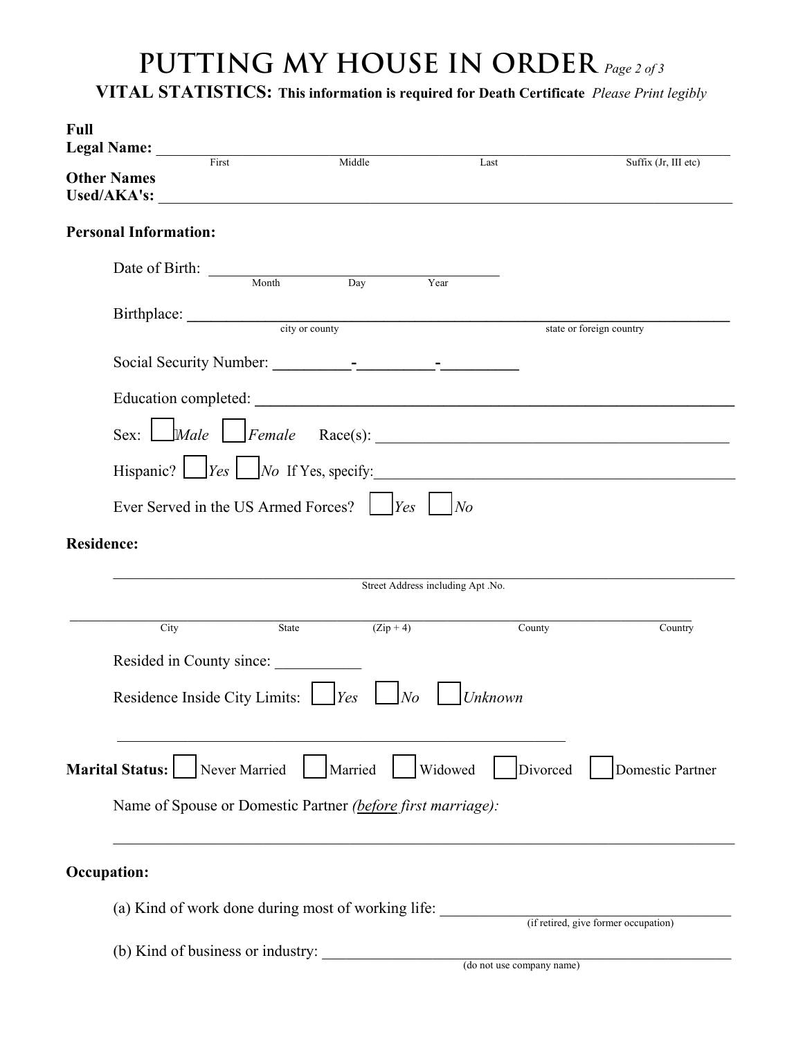# PUTTING MY HOUSE IN ORDER *Page 2 of 3*

**VITAL STATISTICS: This information is required for Death Certificate** *Please Print legibly*

**Full Legal Name:** ______________________________________________
First Middle Last Suffix (Jr, III etc)

**Other Names Used/AKA's:** ______________________________________________

**Personal Information:**

Date of Birth: ______________________________
Month Day Year

Birthplace: ______________________________________________
city or county state or foreign country

Social Security Number: _________-_________-_________

Education completed: ______________________________________________

Sex: ☐ *Male* ☐ *Female* Race(s): ______________________________

Hispanic? ☐ *Yes* ☐ *No* If Yes, specify: ______________________________

Ever Served in the US Armed Forces? ☐ *Yes* ☐ *No*

**Residence:**

______________________________________________
Street Address including Apt .No.

______________________________________________
City State (Zip + 4) County Country

Resided in County since: ___________

Residence Inside City Limits: ☐ *Yes* ☐ *No* ☐ *Unknown*

______________________________________________

**Marital Status:** ☐ Never Married ☐ Married ☐ Widowed ☐ Divorced ☐ Domestic Partner

Name of Spouse or Domestic Partner *(before first marriage):*

______________________________________________

**Occupation:**

(a) Kind of work done during most of working life: ______________________________
(if retired, give former occupation)

(b) Kind of business or industry: ______________________________
(do not use company name)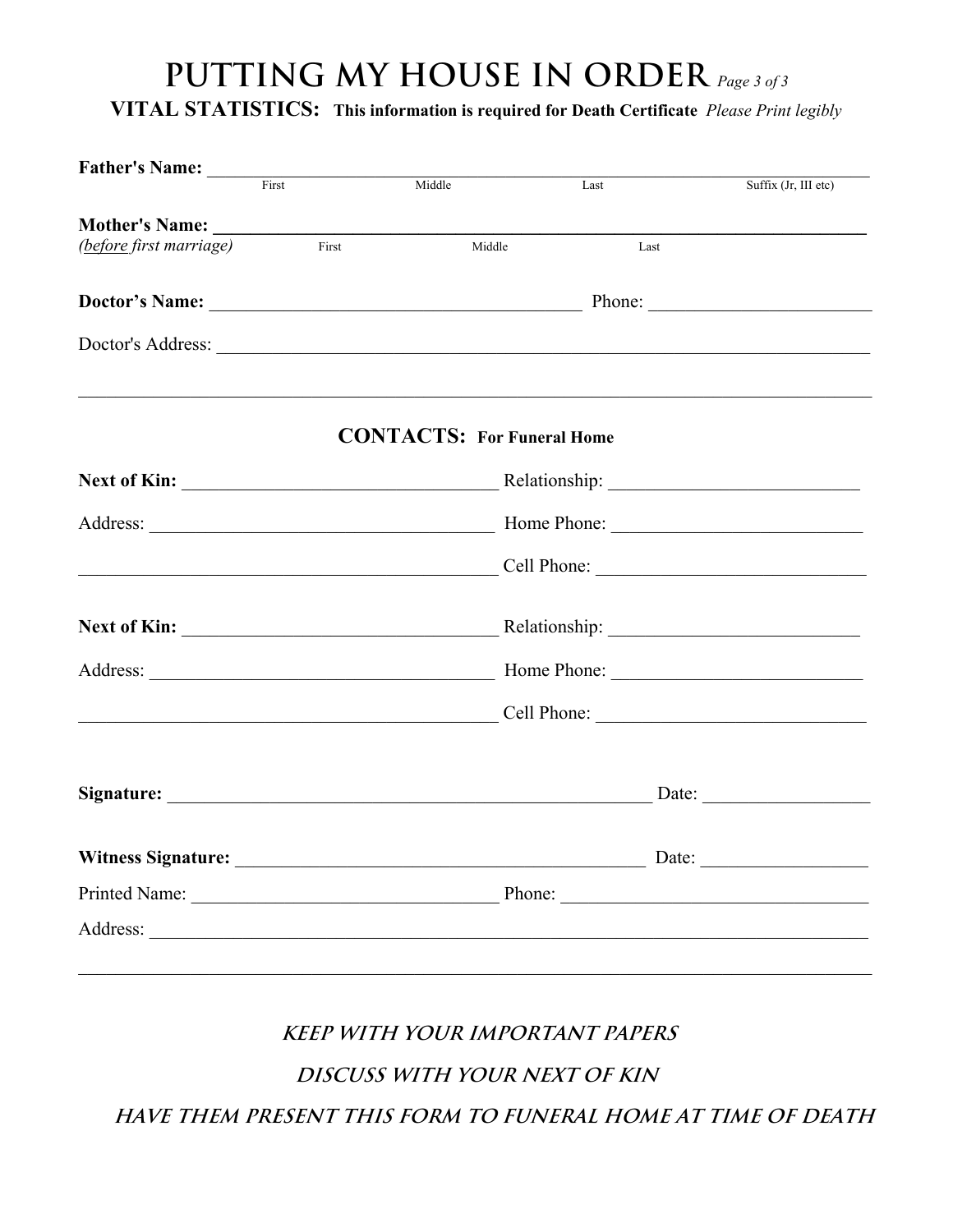# PUTTING MY HOUSE IN ORDER *Page 3 of 3*

**VITAL STATISTICS: This information is required for Death Certificate** *Please Print legibly*

**Father's Name:** ______________________________________________
First Middle Last Suffix (Jr, III etc)

**Mother's Name:** ______________________________________________
*(before first marriage)* First Middle Last

**Doctor's Name:** ______________________ Phone: ______________________

Doctor's Address: ______________________________________________

______________________________________________

## CONTACTS: For Funeral Home

**Next of Kin:** ______________________ Relationship: ______________________

Address: ______________________ Home Phone: ______________________

______________________ Cell Phone: ______________________

**Next of Kin:** ______________________ Relationship: ______________________

Address: ______________________ Home Phone: ______________________

______________________ Cell Phone: ______________________

**Signature:** ______________________________ Date: ______________

**Witness Signature:** ______________________________ Date: ______________

Printed Name: ______________________ Phone: ______________________

Address: ______________________________________________

______________________________________________

***KEEP WITH YOUR IMPORTANT PAPERS***

***DISCUSS WITH YOUR NEXT OF KIN***

***HAVE THEM PRESENT THIS FORM TO FUNERAL HOME AT TIME OF DEATH***